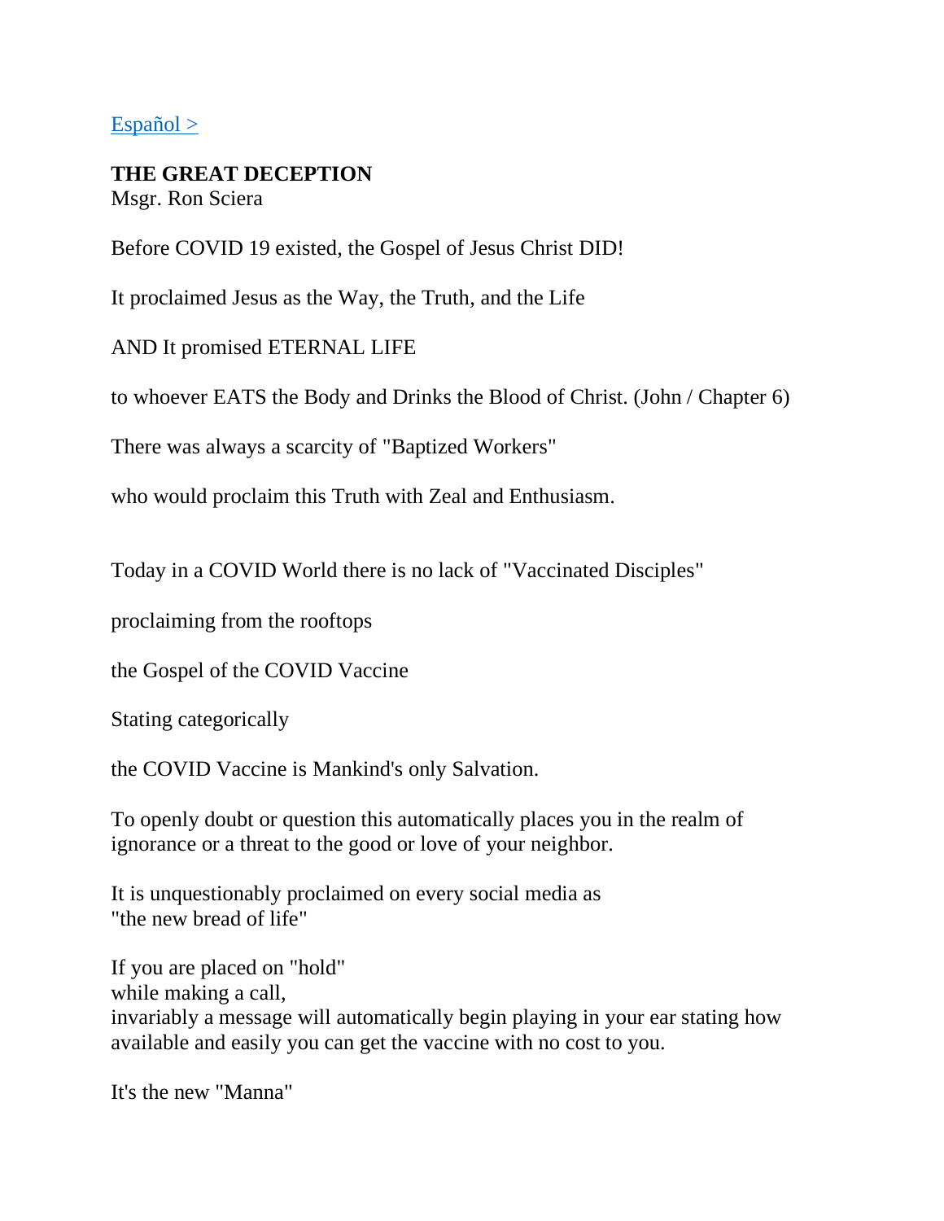[Español >]

**THE GREAT DECEPTION**
Msgr. Ron Sciera

Before COVID 19 existed, the Gospel of Jesus Christ DID!

It proclaimed Jesus as the Way, the Truth, and the Life

AND It promised ETERNAL LIFE

to whoever EATS the Body and Drinks the Blood of Christ. (John / Chapter 6)

There was always a scarcity of "Baptized Workers"

who would proclaim this Truth with Zeal and Enthusiasm.

Today in a COVID World there is no lack of "Vaccinated Disciples"

proclaiming from the rooftops

the Gospel of the COVID Vaccine

Stating categorically

the COVID Vaccine is Mankind's only Salvation.

To openly doubt or question this automatically places you in the realm of ignorance or a threat to the good or love of your neighbor.

It is unquestionably proclaimed on every social media as
"the new bread of life"

If you are placed on "hold"
while making a call,
invariably a message will automatically begin playing in your ear stating how available and easily you can get the vaccine with no cost to you.

It's the new "Manna"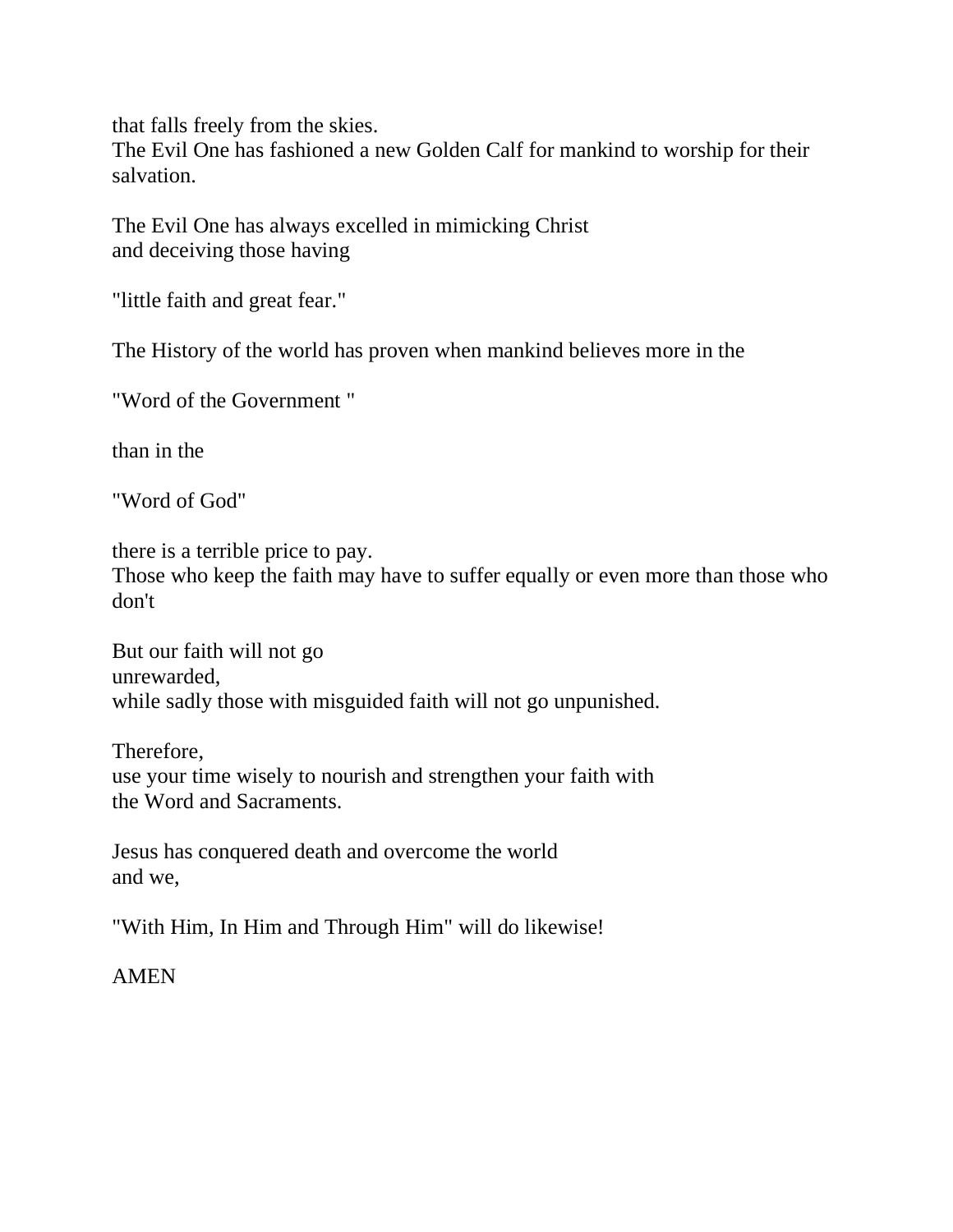that falls freely from the skies.
The Evil One has fashioned a new Golden Calf for mankind to worship for their salvation.

The Evil One has always excelled in mimicking Christ
and deceiving those having

"little faith and great fear."

The History of the world has proven when mankind believes more in the

"Word of the Government "

than in the

"Word of God"

there is a terrible price to pay.
Those who keep the faith may have to suffer equally or even more than those who don't

But our faith will not go
unrewarded,
while sadly those with misguided faith will not go unpunished.

Therefore,
use your time wisely to nourish and strengthen your faith with
the Word and Sacraments.

Jesus has conquered death and overcome the world
and we,

"With Him, In Him and Through Him" will do likewise!

AMEN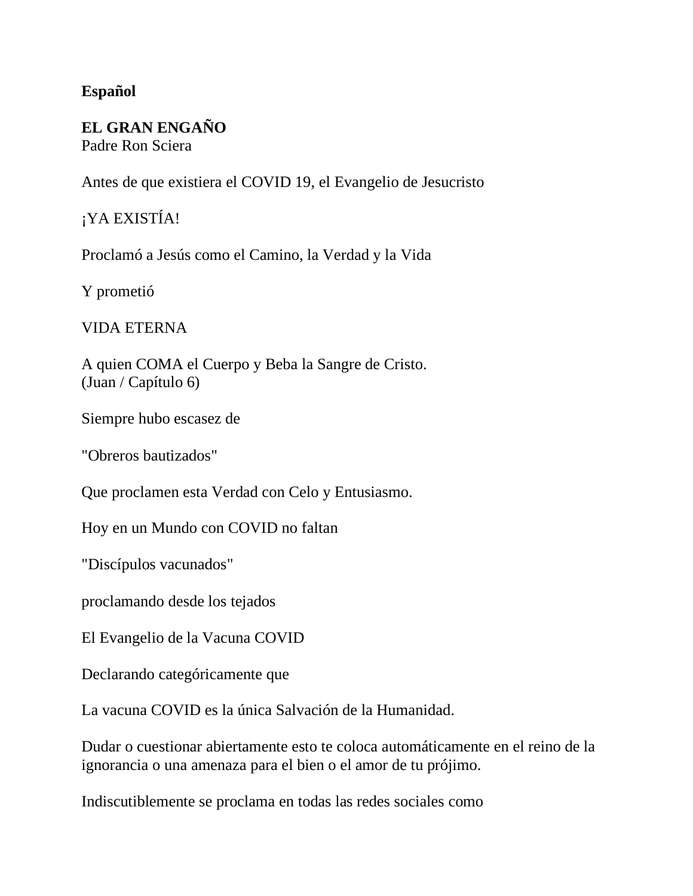**Español**

**EL GRAN ENGAÑO**
Padre Ron Sciera

Antes de que existiera el COVID 19, el Evangelio de Jesucristo

¡YA EXISTÍA!

Proclamó a Jesús como el Camino, la Verdad y la Vida

Y prometió

VIDA ETERNA

A quien COMA el Cuerpo y Beba la Sangre de Cristo.
(Juan / Capítulo 6)

Siempre hubo escasez de

"Obreros bautizados"

Que proclamen esta Verdad con Celo y Entusiasmo.

Hoy en un Mundo con COVID no faltan

"Discípulos vacunados"

proclamando desde los tejados

El Evangelio de la Vacuna COVID

Declarando categóricamente que

La vacuna COVID es la única Salvación de la Humanidad.

Dudar o cuestionar abiertamente esto te coloca automáticamente en el reino de la ignorancia o una amenaza para el bien o el amor de tu prójimo.

Indiscutiblemente se proclama en todas las redes sociales como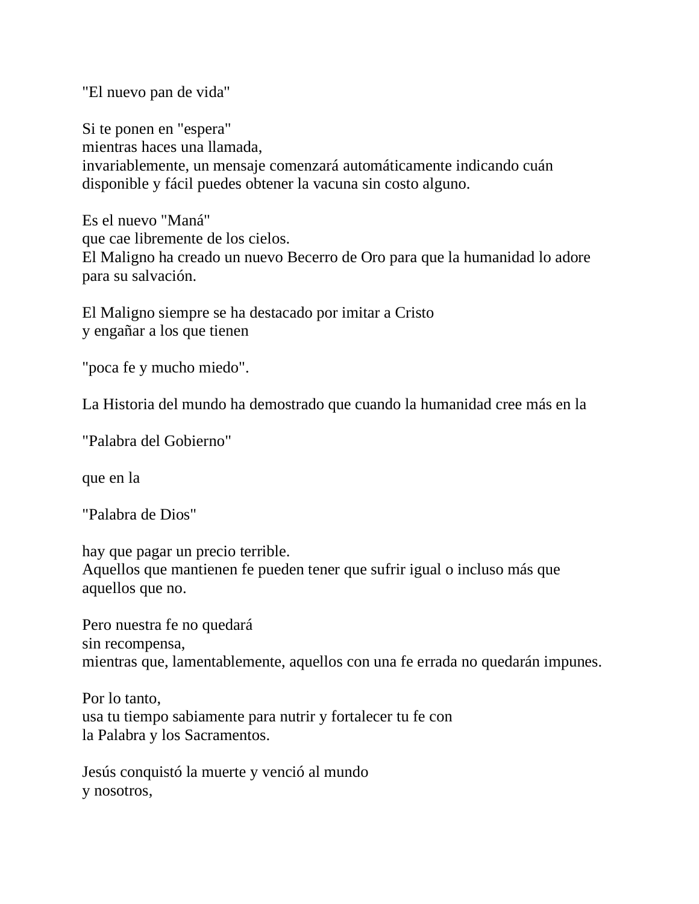"El nuevo pan de vida"

Si te ponen en "espera"
mientras haces una llamada,
invariablemente, un mensaje comenzará automáticamente indicando cuán disponible y fácil puedes obtener la vacuna sin costo alguno.

Es el nuevo "Maná"
que cae libremente de los cielos.
El Maligno ha creado un nuevo Becerro de Oro para que la humanidad lo adore para su salvación.

El Maligno siempre se ha destacado por imitar a Cristo
y engañar a los que tienen

"poca fe y mucho miedo".

La Historia del mundo ha demostrado que cuando la humanidad cree más en la

"Palabra del Gobierno"

que en la

"Palabra de Dios"

hay que pagar un precio terrible.
Aquellos que mantienen fe pueden tener que sufrir igual o incluso más que aquellos que no.

Pero nuestra fe no quedará
sin recompensa,
mientras que, lamentablemente, aquellos con una fe errada no quedarán impunes.

Por lo tanto,
usa tu tiempo sabiamente para nutrir y fortalecer tu fe con
la Palabra y los Sacramentos.

Jesús conquistó la muerte y venció al mundo
y nosotros,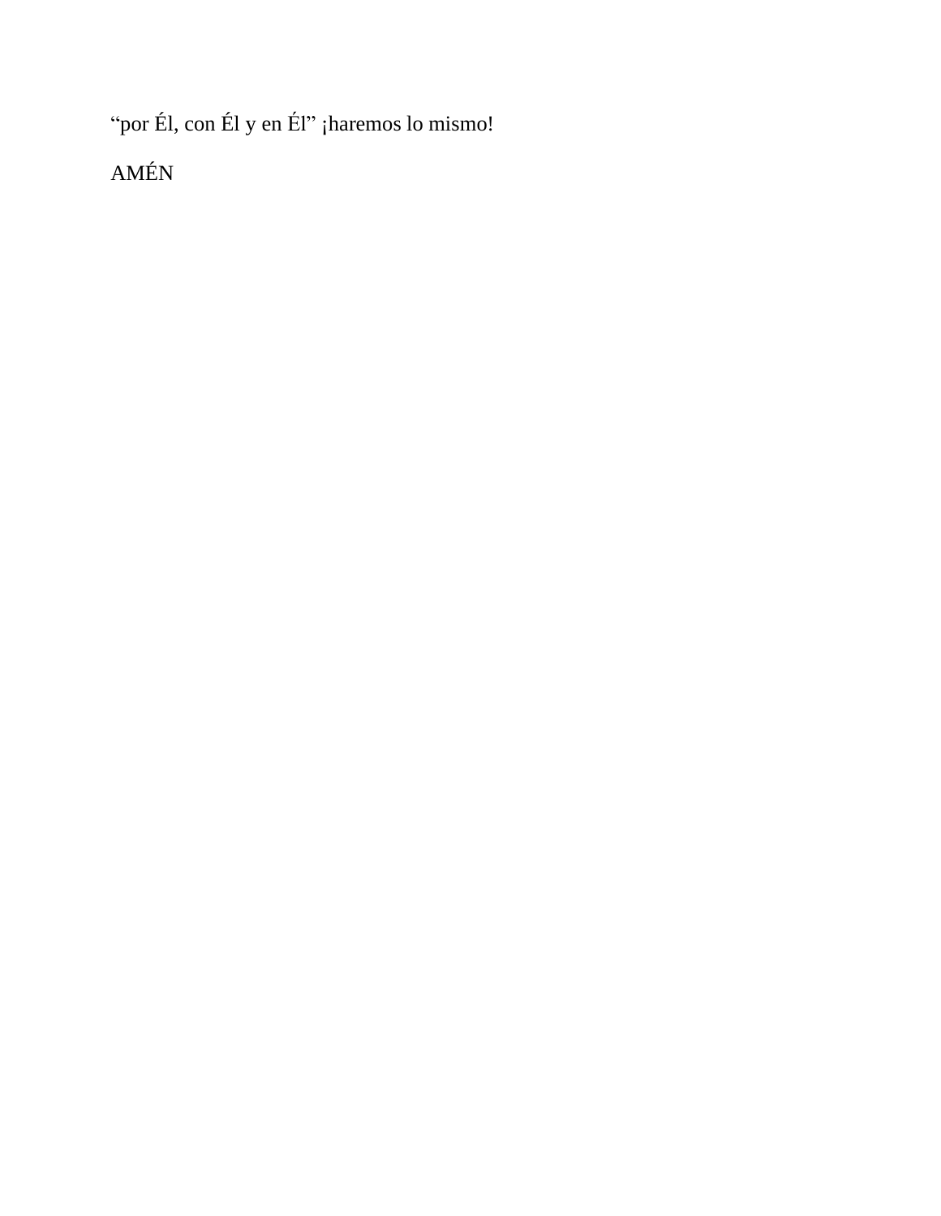“por Él, con Él y en Él” ¡haremos lo mismo!

AMÉN